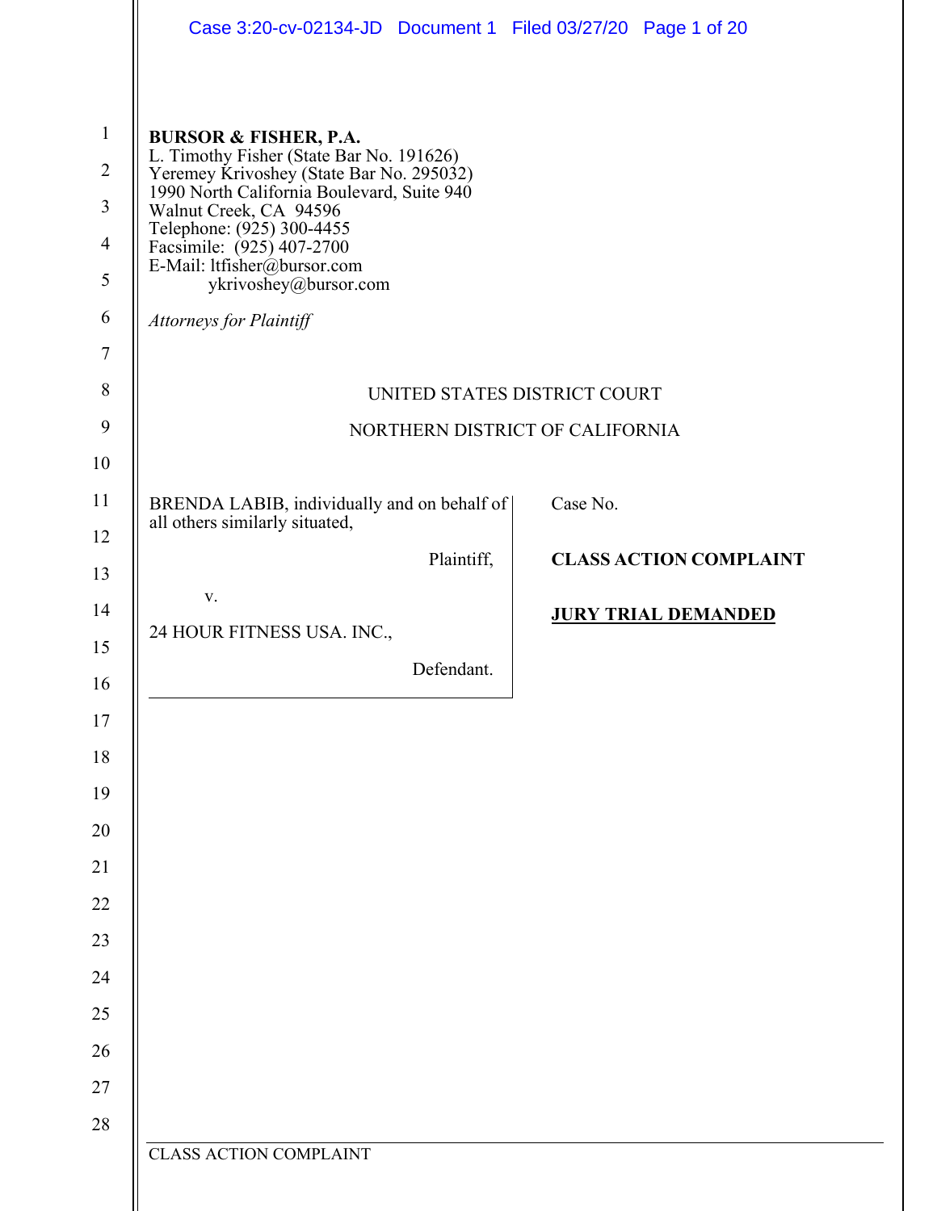**BURSOR & FISHER, P.A.**
L. Timothy Fisher (State Bar No. 191626)
Yeremey Krivoshey (State Bar No. 295032)
1990 North California Boulevard, Suite 940
Walnut Creek, CA 94596
Telephone: (925) 300-4455
Facsimile: (925) 407-2700
E-Mail: ltfisher@bursor.com
ykrivoshey@bursor.com

*Attorneys for Plaintiff*

UNITED STATES DISTRICT COURT

NORTHERN DISTRICT OF CALIFORNIA

BRENDA LABIB, individually and on behalf of all others similarly situated,

Plaintiff,

v.

24 HOUR FITNESS USA. INC.,

Defendant.

Case No.

**CLASS ACTION COMPLAINT**

**JURY TRIAL DEMANDED**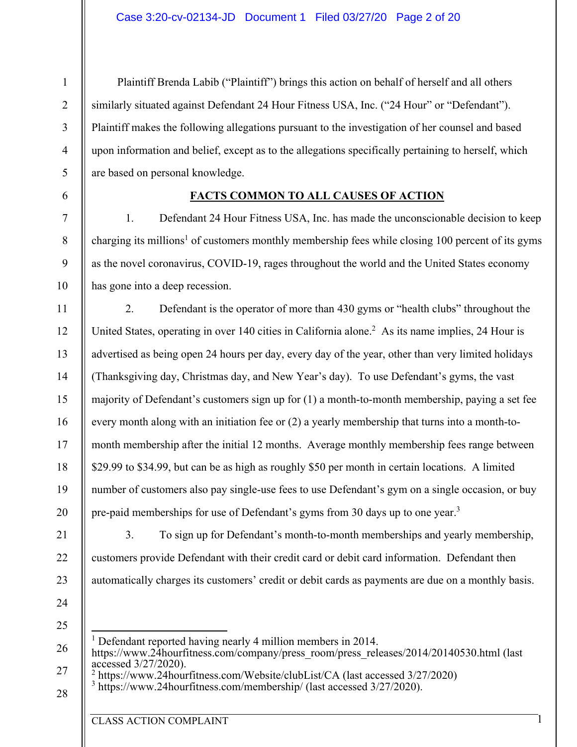Plaintiff Brenda Labib ("Plaintiff") brings this action on behalf of herself and all others similarly situated against Defendant 24 Hour Fitness USA, Inc. ("24 Hour" or "Defendant"). Plaintiff makes the following allegations pursuant to the investigation of her counsel and based upon information and belief, except as to the allegations specifically pertaining to herself, which are based on personal knowledge.

**FACTS COMMON TO ALL CAUSES OF ACTION**

1. Defendant 24 Hour Fitness USA, Inc. has made the unconscionable decision to keep charging its millions[1] of customers monthly membership fees while closing 100 percent of its gyms as the novel coronavirus, COVID-19, rages throughout the world and the United States economy has gone into a deep recession.

2. Defendant is the operator of more than 430 gyms or "health clubs" throughout the United States, operating in over 140 cities in California alone.[2] As its name implies, 24 Hour is advertised as being open 24 hours per day, every day of the year, other than very limited holidays (Thanksgiving day, Christmas day, and New Year's day). To use Defendant's gyms, the vast majority of Defendant's customers sign up for (1) a month-to-month membership, paying a set fee every month along with an initiation fee or (2) a yearly membership that turns into a month-to-month membership after the initial 12 months. Average monthly membership fees range between $29.99 to $34.99, but can be as high as roughly $50 per month in certain locations. A limited number of customers also pay single-use fees to use Defendant's gym on a single occasion, or buy pre-paid memberships for use of Defendant's gyms from 30 days up to one year.[3]

3. To sign up for Defendant's month-to-month memberships and yearly membership, customers provide Defendant with their credit card or debit card information. Defendant then automatically charges its customers' credit or debit cards as payments are due on a monthly basis.

---

[1] Defendant reported having nearly 4 million members in 2014. https://www.24hourfitness.com/company/press_room/press_releases/2014/20140530.html (last accessed 3/27/2020).

[2] https://www.24hourfitness.com/Website/clubList/CA (last accessed 3/27/2020)

[3] https://www.24hourfitness.com/membership/ (last accessed 3/27/2020).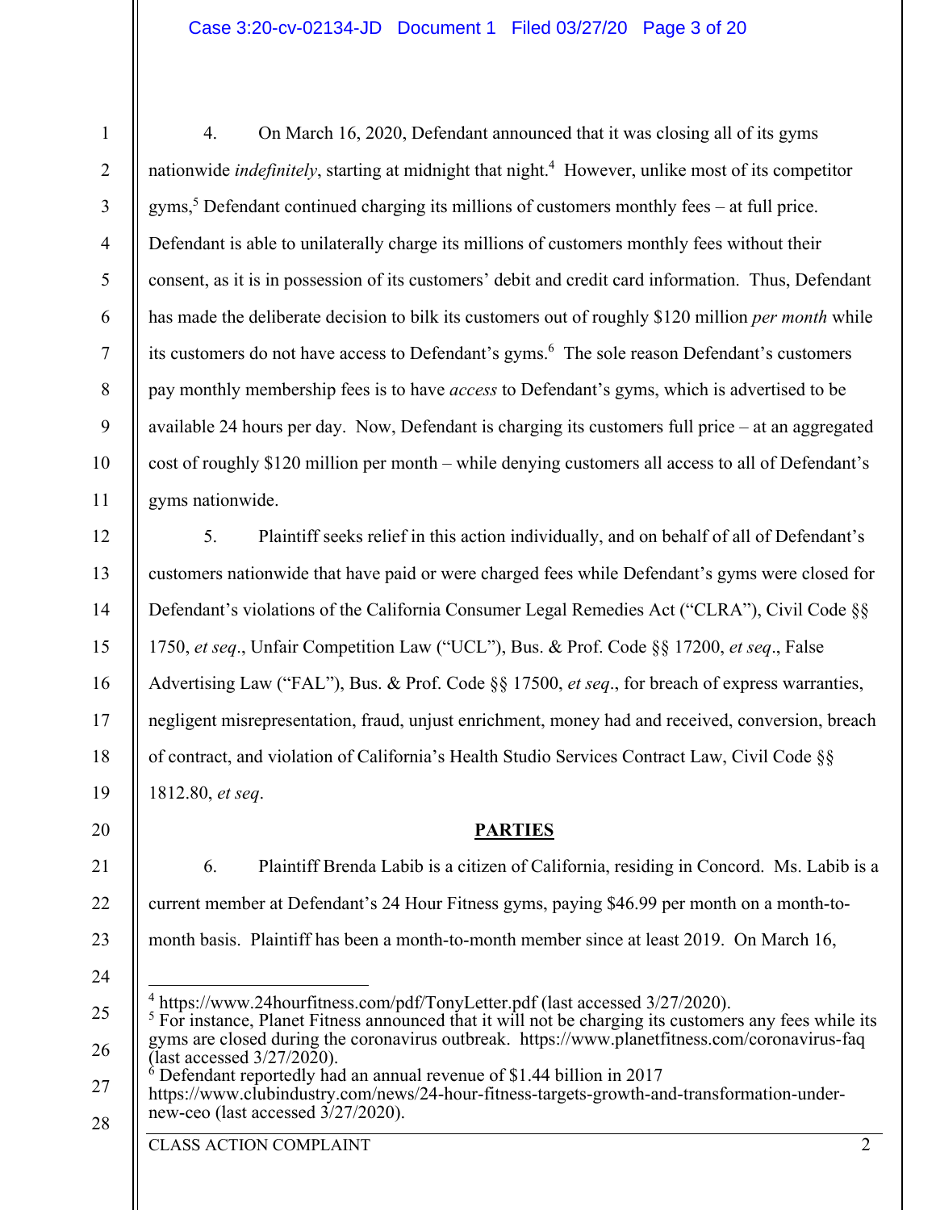4. On March 16, 2020, Defendant announced that it was closing all of its gyms nationwide *indefinitely*, starting at midnight that night.[4] However, unlike most of its competitor gyms,[5] Defendant continued charging its millions of customers monthly fees – at full price. Defendant is able to unilaterally charge its millions of customers monthly fees without their consent, as it is in possession of its customers' debit and credit card information. Thus, Defendant has made the deliberate decision to bilk its customers out of roughly $120 million *per month* while its customers do not have access to Defendant's gyms.[6] The sole reason Defendant's customers pay monthly membership fees is to have *access* to Defendant's gyms, which is advertised to be available 24 hours per day. Now, Defendant is charging its customers full price – at an aggregated cost of roughly $120 million per month – while denying customers all access to all of Defendant's gyms nationwide.

5. Plaintiff seeks relief in this action individually, and on behalf of all of Defendant's customers nationwide that have paid or were charged fees while Defendant's gyms were closed for Defendant's violations of the California Consumer Legal Remedies Act ("CLRA"), Civil Code §§ 1750, *et seq*., Unfair Competition Law ("UCL"), Bus. & Prof. Code §§ 17200, *et seq*., False Advertising Law ("FAL"), Bus. & Prof. Code §§ 17500, *et seq*., for breach of express warranties, negligent misrepresentation, fraud, unjust enrichment, money had and received, conversion, breach of contract, and violation of California's Health Studio Services Contract Law, Civil Code §§ 1812.80, *et seq*.

## PARTIES

6. Plaintiff Brenda Labib is a citizen of California, residing in Concord. Ms. Labib is a current member at Defendant's 24 Hour Fitness gyms, paying $46.99 per month on a month-to-month basis. Plaintiff has been a month-to-month member since at least 2019. On March 16,

---

[4] https://www.24hourfitness.com/pdf/TonyLetter.pdf (last accessed 3/27/2020).

[5] For instance, Planet Fitness announced that it will not be charging its customers any fees while its gyms are closed during the coronavirus outbreak. https://www.planetfitness.com/coronavirus-faq (last accessed 3/27/2020).

[6] Defendant reportedly had an annual revenue of $1.44 billion in 2017 https://www.clubindustry.com/news/24-hour-fitness-targets-growth-and-transformation-under-new-ceo (last accessed 3/27/2020).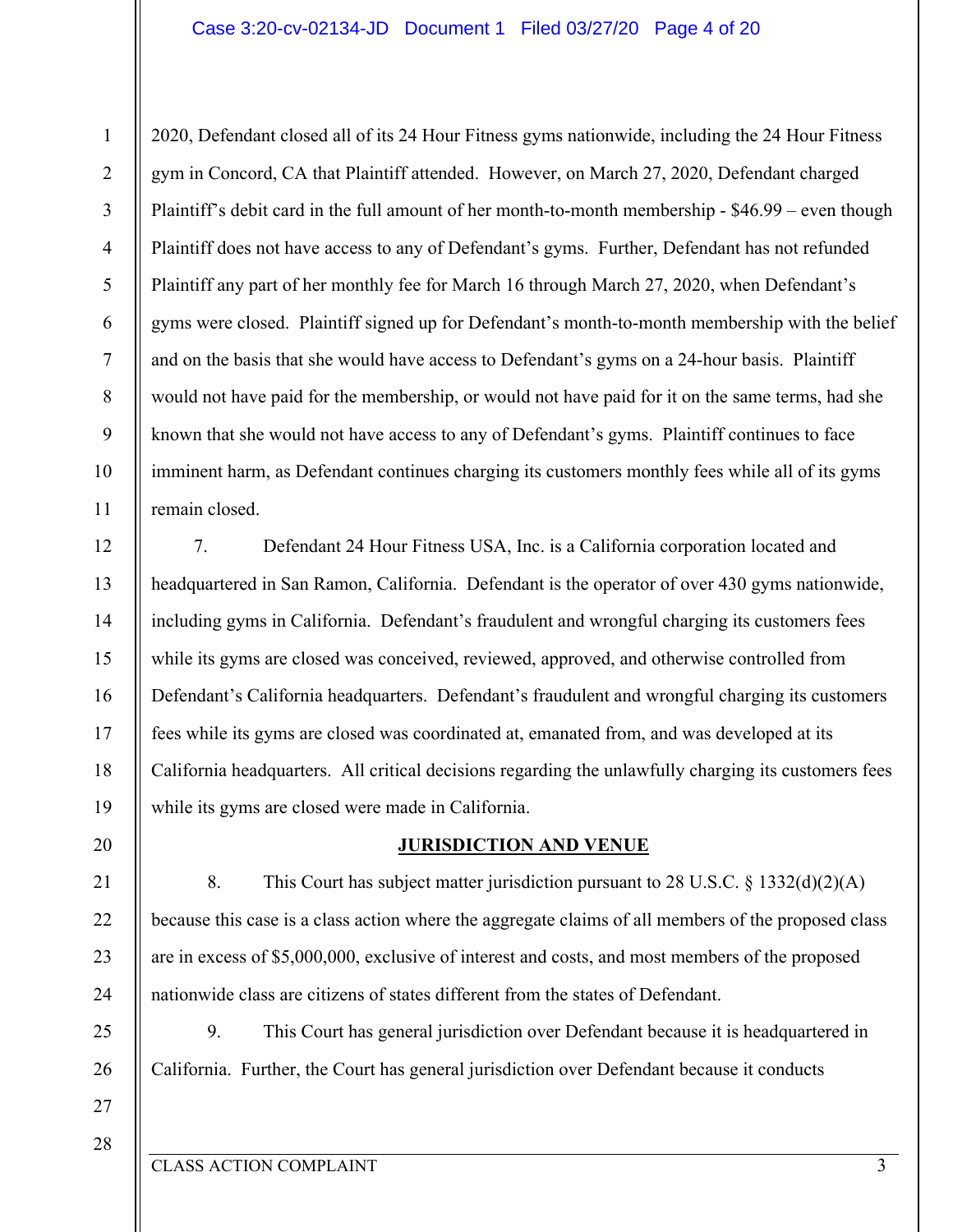2020, Defendant closed all of its 24 Hour Fitness gyms nationwide, including the 24 Hour Fitness gym in Concord, CA that Plaintiff attended. However, on March 27, 2020, Defendant charged Plaintiff's debit card in the full amount of her month-to-month membership - $46.99 – even though Plaintiff does not have access to any of Defendant's gyms. Further, Defendant has not refunded Plaintiff any part of her monthly fee for March 16 through March 27, 2020, when Defendant's gyms were closed. Plaintiff signed up for Defendant's month-to-month membership with the belief and on the basis that she would have access to Defendant's gyms on a 24-hour basis. Plaintiff would not have paid for the membership, or would not have paid for it on the same terms, had she known that she would not have access to any of Defendant's gyms. Plaintiff continues to face imminent harm, as Defendant continues charging its customers monthly fees while all of its gyms remain closed.

7. Defendant 24 Hour Fitness USA, Inc. is a California corporation located and headquartered in San Ramon, California. Defendant is the operator of over 430 gyms nationwide, including gyms in California. Defendant's fraudulent and wrongful charging its customers fees while its gyms are closed was conceived, reviewed, approved, and otherwise controlled from Defendant's California headquarters. Defendant's fraudulent and wrongful charging its customers fees while its gyms are closed was coordinated at, emanated from, and was developed at its California headquarters. All critical decisions regarding the unlawfully charging its customers fees while its gyms are closed were made in California.

## JURISDICTION AND VENUE

8. This Court has subject matter jurisdiction pursuant to 28 U.S.C. § 1332(d)(2)(A) because this case is a class action where the aggregate claims of all members of the proposed class are in excess of $5,000,000, exclusive of interest and costs, and most members of the proposed nationwide class are citizens of states different from the states of Defendant.

9. This Court has general jurisdiction over Defendant because it is headquartered in California. Further, the Court has general jurisdiction over Defendant because it conducts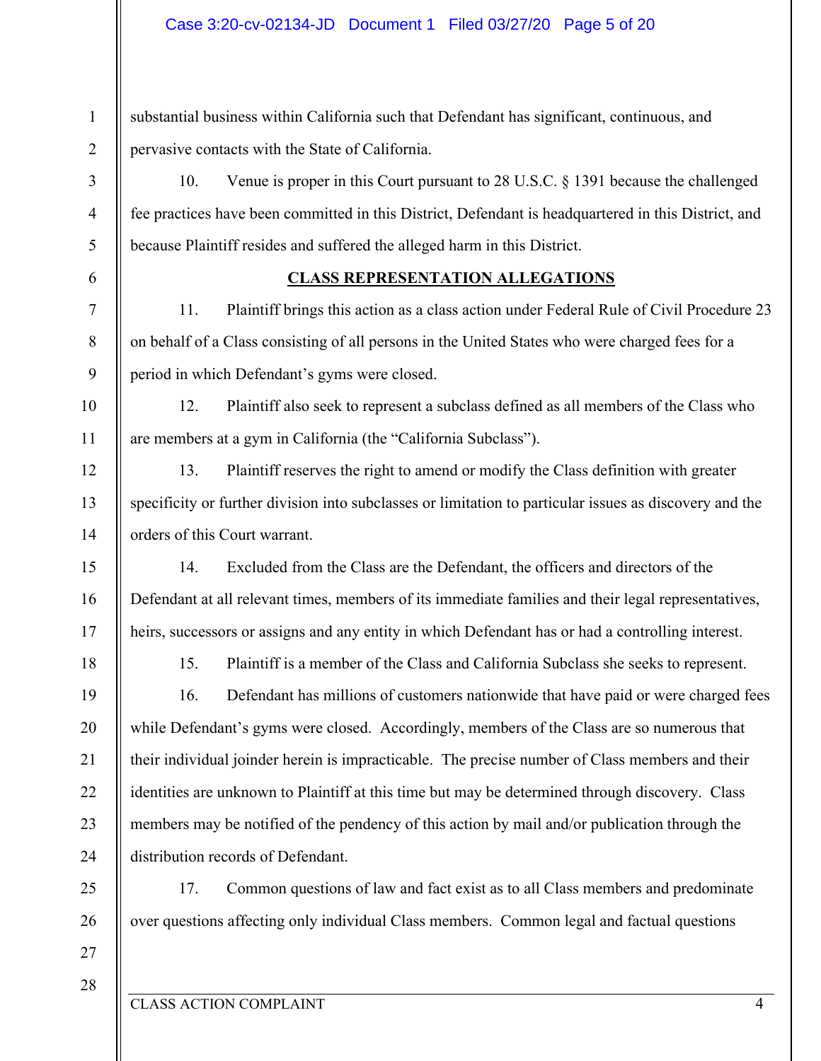substantial business within California such that Defendant has significant, continuous, and pervasive contacts with the State of California.

10. Venue is proper in this Court pursuant to 28 U.S.C. § 1391 because the challenged fee practices have been committed in this District, Defendant is headquartered in this District, and because Plaintiff resides and suffered the alleged harm in this District.

## CLASS REPRESENTATION ALLEGATIONS

11. Plaintiff brings this action as a class action under Federal Rule of Civil Procedure 23 on behalf of a Class consisting of all persons in the United States who were charged fees for a period in which Defendant's gyms were closed.

12. Plaintiff also seek to represent a subclass defined as all members of the Class who are members at a gym in California (the "California Subclass").

13. Plaintiff reserves the right to amend or modify the Class definition with greater specificity or further division into subclasses or limitation to particular issues as discovery and the orders of this Court warrant.

14. Excluded from the Class are the Defendant, the officers and directors of the Defendant at all relevant times, members of its immediate families and their legal representatives, heirs, successors or assigns and any entity in which Defendant has or had a controlling interest.

15. Plaintiff is a member of the Class and California Subclass she seeks to represent.

16. Defendant has millions of customers nationwide that have paid or were charged fees while Defendant's gyms were closed. Accordingly, members of the Class are so numerous that their individual joinder herein is impracticable. The precise number of Class members and their identities are unknown to Plaintiff at this time but may be determined through discovery. Class members may be notified of the pendency of this action by mail and/or publication through the distribution records of Defendant.

17. Common questions of law and fact exist as to all Class members and predominate over questions affecting only individual Class members. Common legal and factual questions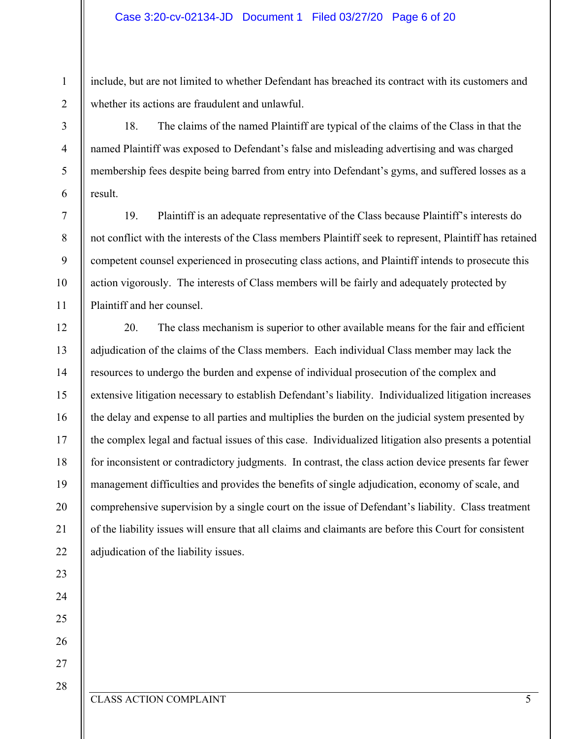include, but are not limited to whether Defendant has breached its contract with its customers and whether its actions are fraudulent and unlawful.

18. The claims of the named Plaintiff are typical of the claims of the Class in that the named Plaintiff was exposed to Defendant's false and misleading advertising and was charged membership fees despite being barred from entry into Defendant's gyms, and suffered losses as a result.

19. Plaintiff is an adequate representative of the Class because Plaintiff's interests do not conflict with the interests of the Class members Plaintiff seek to represent, Plaintiff has retained competent counsel experienced in prosecuting class actions, and Plaintiff intends to prosecute this action vigorously. The interests of Class members will be fairly and adequately protected by Plaintiff and her counsel.

20. The class mechanism is superior to other available means for the fair and efficient adjudication of the claims of the Class members. Each individual Class member may lack the resources to undergo the burden and expense of individual prosecution of the complex and extensive litigation necessary to establish Defendant's liability. Individualized litigation increases the delay and expense to all parties and multiplies the burden on the judicial system presented by the complex legal and factual issues of this case. Individualized litigation also presents a potential for inconsistent or contradictory judgments. In contrast, the class action device presents far fewer management difficulties and provides the benefits of single adjudication, economy of scale, and comprehensive supervision by a single court on the issue of Defendant's liability. Class treatment of the liability issues will ensure that all claims and claimants are before this Court for consistent adjudication of the liability issues.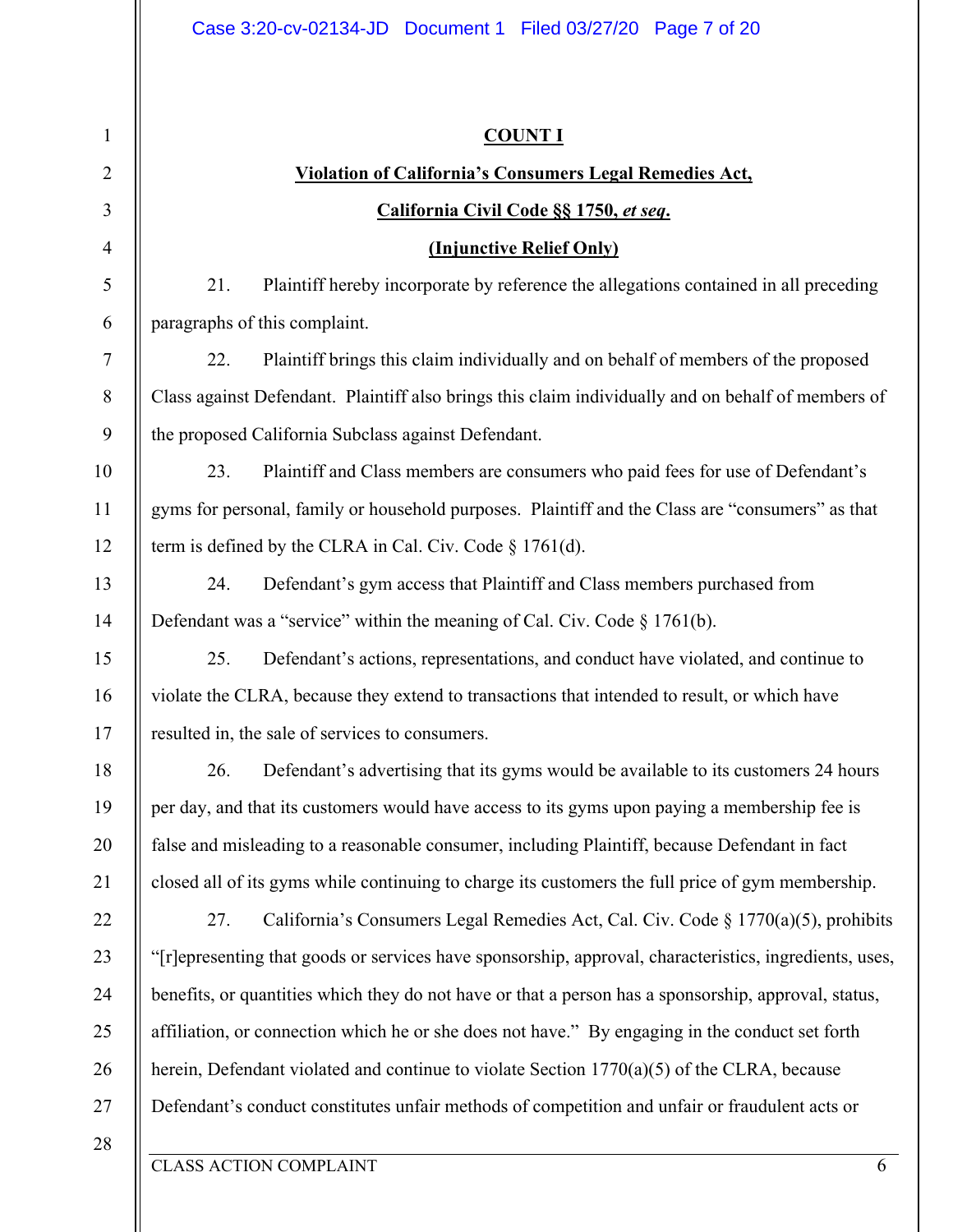**COUNT I**

**Violation of California's Consumers Legal Remedies Act,**

**California Civil Code §§ 1750, *et seq*.**

**(Injunctive Relief Only)**

21. Plaintiff hereby incorporate by reference the allegations contained in all preceding paragraphs of this complaint.

22. Plaintiff brings this claim individually and on behalf of members of the proposed Class against Defendant. Plaintiff also brings this claim individually and on behalf of members of the proposed California Subclass against Defendant.

23. Plaintiff and Class members are consumers who paid fees for use of Defendant's gyms for personal, family or household purposes. Plaintiff and the Class are "consumers" as that term is defined by the CLRA in Cal. Civ. Code § 1761(d).

24. Defendant's gym access that Plaintiff and Class members purchased from Defendant was a "service" within the meaning of Cal. Civ. Code § 1761(b).

25. Defendant's actions, representations, and conduct have violated, and continue to violate the CLRA, because they extend to transactions that intended to result, or which have resulted in, the sale of services to consumers.

26. Defendant's advertising that its gyms would be available to its customers 24 hours per day, and that its customers would have access to its gyms upon paying a membership fee is false and misleading to a reasonable consumer, including Plaintiff, because Defendant in fact closed all of its gyms while continuing to charge its customers the full price of gym membership.

27. California's Consumers Legal Remedies Act, Cal. Civ. Code § 1770(a)(5), prohibits "[r]epresenting that goods or services have sponsorship, approval, characteristics, ingredients, uses, benefits, or quantities which they do not have or that a person has a sponsorship, approval, status, affiliation, or connection which he or she does not have." By engaging in the conduct set forth herein, Defendant violated and continue to violate Section 1770(a)(5) of the CLRA, because Defendant's conduct constitutes unfair methods of competition and unfair or fraudulent acts or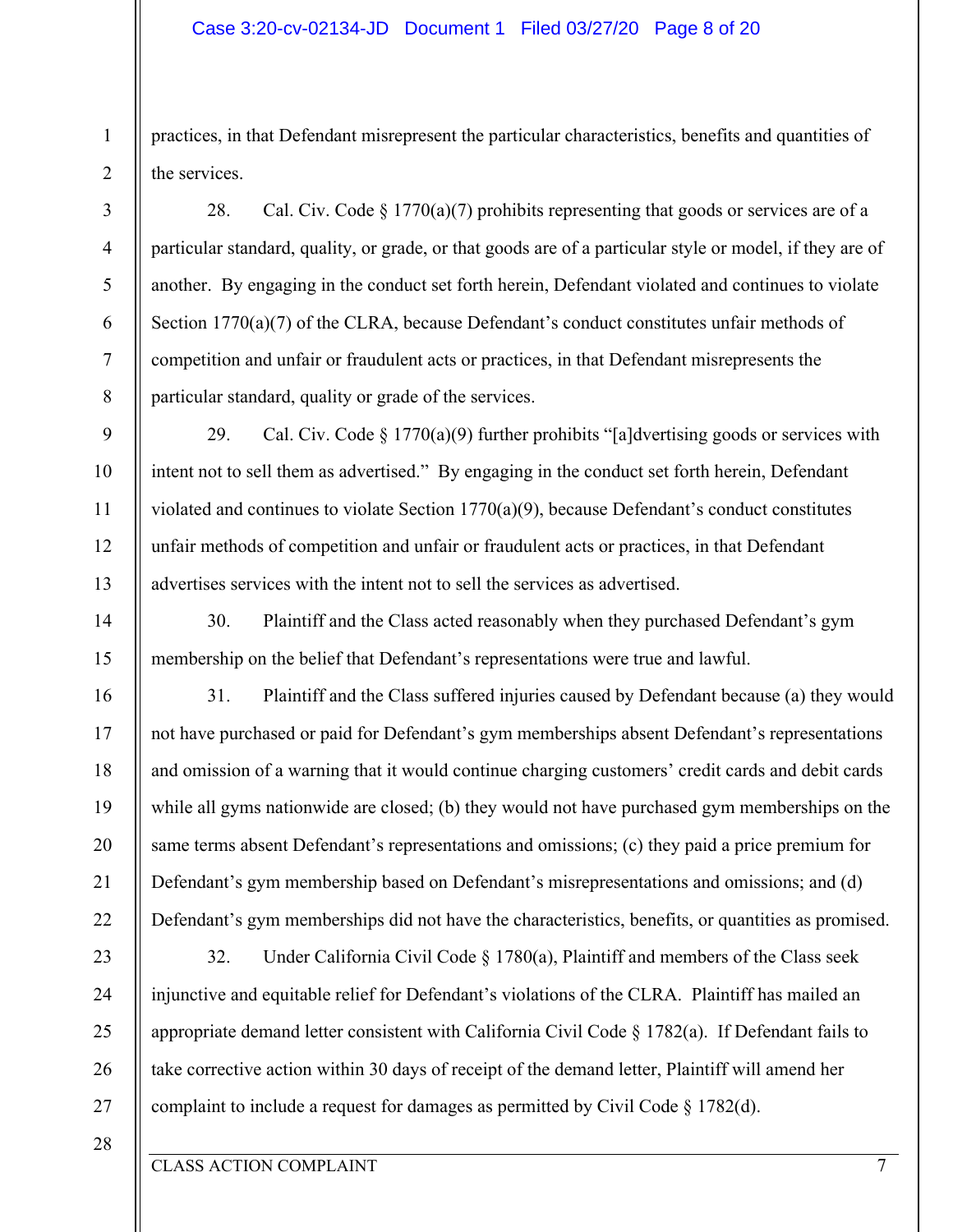practices, in that Defendant misrepresent the particular characteristics, benefits and quantities of the services.

28. Cal. Civ. Code § 1770(a)(7) prohibits representing that goods or services are of a particular standard, quality, or grade, or that goods are of a particular style or model, if they are of another. By engaging in the conduct set forth herein, Defendant violated and continues to violate Section 1770(a)(7) of the CLRA, because Defendant's conduct constitutes unfair methods of competition and unfair or fraudulent acts or practices, in that Defendant misrepresents the particular standard, quality or grade of the services.

29. Cal. Civ. Code § 1770(a)(9) further prohibits "[a]dvertising goods or services with intent not to sell them as advertised." By engaging in the conduct set forth herein, Defendant violated and continues to violate Section 1770(a)(9), because Defendant's conduct constitutes unfair methods of competition and unfair or fraudulent acts or practices, in that Defendant advertises services with the intent not to sell the services as advertised.

30. Plaintiff and the Class acted reasonably when they purchased Defendant's gym membership on the belief that Defendant's representations were true and lawful.

31. Plaintiff and the Class suffered injuries caused by Defendant because (a) they would not have purchased or paid for Defendant's gym memberships absent Defendant's representations and omission of a warning that it would continue charging customers' credit cards and debit cards while all gyms nationwide are closed; (b) they would not have purchased gym memberships on the same terms absent Defendant's representations and omissions; (c) they paid a price premium for Defendant's gym membership based on Defendant's misrepresentations and omissions; and (d) Defendant's gym memberships did not have the characteristics, benefits, or quantities as promised.

32. Under California Civil Code § 1780(a), Plaintiff and members of the Class seek injunctive and equitable relief for Defendant's violations of the CLRA. Plaintiff has mailed an appropriate demand letter consistent with California Civil Code § 1782(a). If Defendant fails to take corrective action within 30 days of receipt of the demand letter, Plaintiff will amend her complaint to include a request for damages as permitted by Civil Code § 1782(d).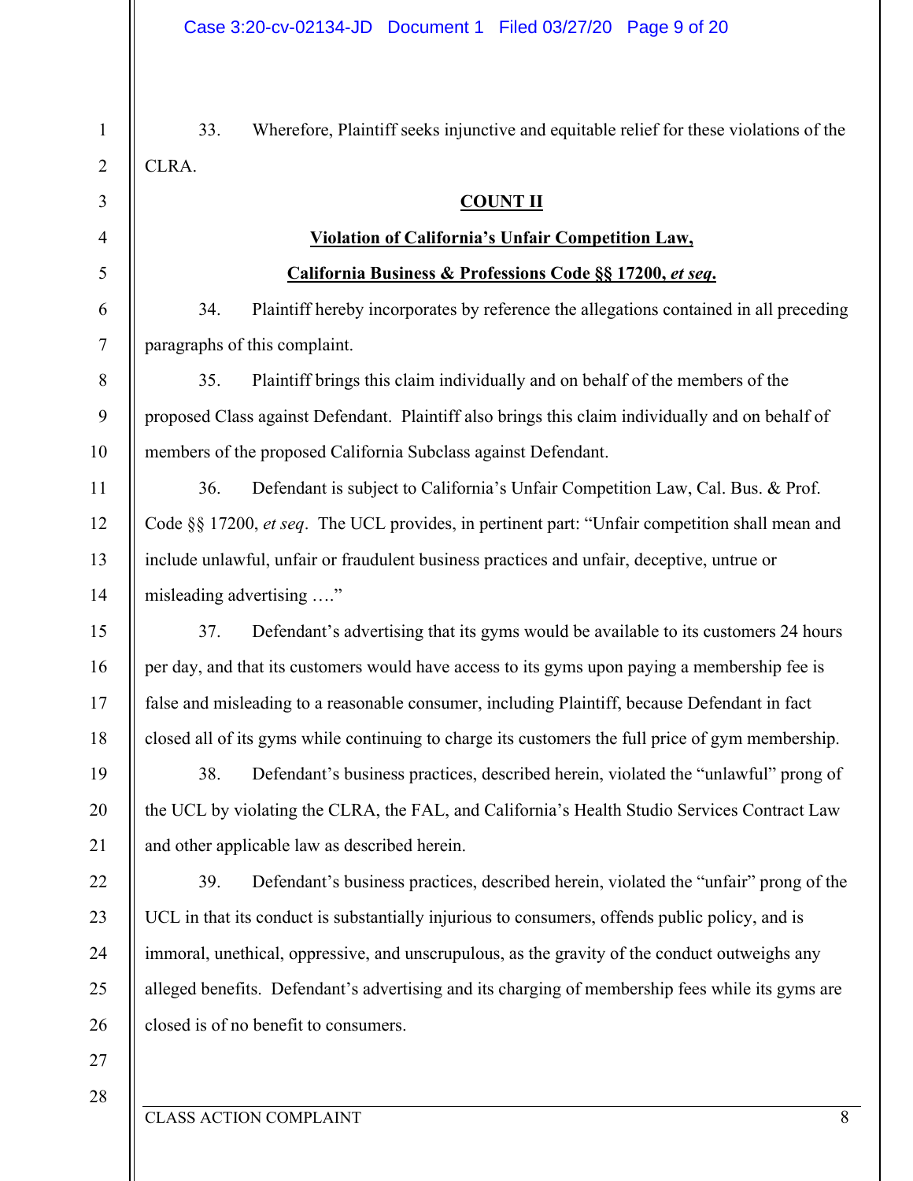33. Wherefore, Plaintiff seeks injunctive and equitable relief for these violations of the CLRA.

**COUNT II**

**Violation of California's Unfair Competition Law,**

**California Business & Professions Code §§ 17200, *et seq*.**

34. Plaintiff hereby incorporates by reference the allegations contained in all preceding paragraphs of this complaint.

35. Plaintiff brings this claim individually and on behalf of the members of the proposed Class against Defendant. Plaintiff also brings this claim individually and on behalf of members of the proposed California Subclass against Defendant.

36. Defendant is subject to California's Unfair Competition Law, Cal. Bus. & Prof. Code §§ 17200, *et seq*. The UCL provides, in pertinent part: "Unfair competition shall mean and include unlawful, unfair or fraudulent business practices and unfair, deceptive, untrue or misleading advertising …."

37. Defendant's advertising that its gyms would be available to its customers 24 hours per day, and that its customers would have access to its gyms upon paying a membership fee is false and misleading to a reasonable consumer, including Plaintiff, because Defendant in fact closed all of its gyms while continuing to charge its customers the full price of gym membership.

38. Defendant's business practices, described herein, violated the "unlawful" prong of the UCL by violating the CLRA, the FAL, and California's Health Studio Services Contract Law and other applicable law as described herein.

39. Defendant's business practices, described herein, violated the "unfair" prong of the UCL in that its conduct is substantially injurious to consumers, offends public policy, and is immoral, unethical, oppressive, and unscrupulous, as the gravity of the conduct outweighs any alleged benefits. Defendant's advertising and its charging of membership fees while its gyms are closed is of no benefit to consumers.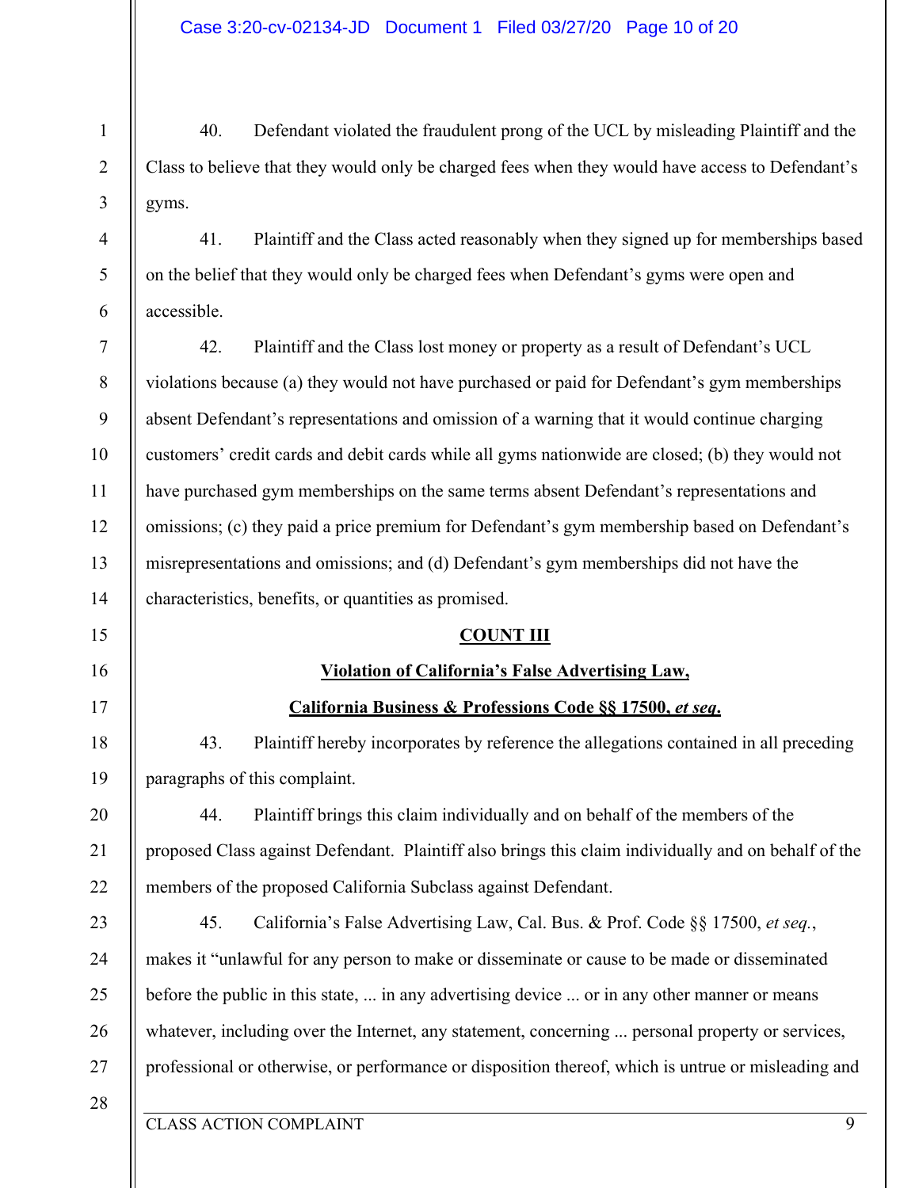40. Defendant violated the fraudulent prong of the UCL by misleading Plaintiff and the Class to believe that they would only be charged fees when they would have access to Defendant's gyms.

41. Plaintiff and the Class acted reasonably when they signed up for memberships based on the belief that they would only be charged fees when Defendant's gyms were open and accessible.

42. Plaintiff and the Class lost money or property as a result of Defendant's UCL violations because (a) they would not have purchased or paid for Defendant's gym memberships absent Defendant's representations and omission of a warning that it would continue charging customers' credit cards and debit cards while all gyms nationwide are closed; (b) they would not have purchased gym memberships on the same terms absent Defendant's representations and omissions; (c) they paid a price premium for Defendant's gym membership based on Defendant's misrepresentations and omissions; and (d) Defendant's gym memberships did not have the characteristics, benefits, or quantities as promised.

## COUNT III

## Violation of California's False Advertising Law, California Business & Professions Code §§ 17500, *et seq.*

43. Plaintiff hereby incorporates by reference the allegations contained in all preceding paragraphs of this complaint.

44. Plaintiff brings this claim individually and on behalf of the members of the proposed Class against Defendant. Plaintiff also brings this claim individually and on behalf of the members of the proposed California Subclass against Defendant.

45. California's False Advertising Law, Cal. Bus. & Prof. Code §§ 17500, *et seq.*, makes it "unlawful for any person to make or disseminate or cause to be made or disseminated before the public in this state, ... in any advertising device ... or in any other manner or means whatever, including over the Internet, any statement, concerning ... personal property or services, professional or otherwise, or performance or disposition thereof, which is untrue or misleading and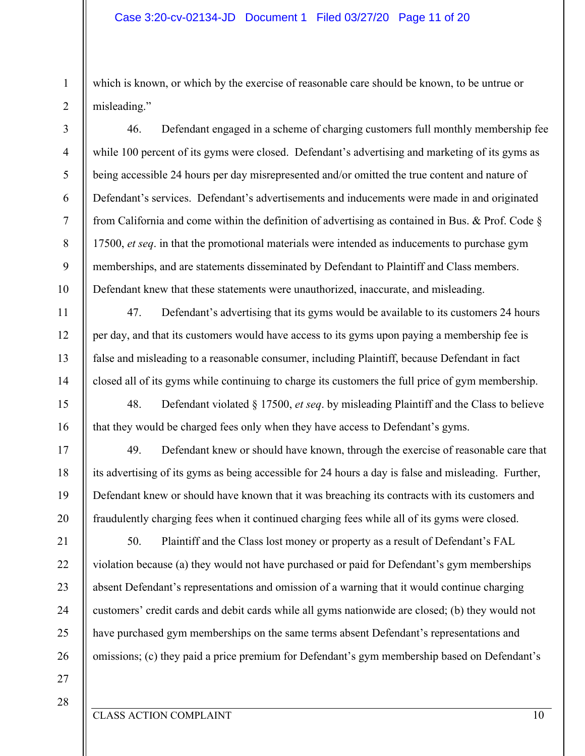which is known, or which by the exercise of reasonable care should be known, to be untrue or misleading."

46. Defendant engaged in a scheme of charging customers full monthly membership fee while 100 percent of its gyms were closed. Defendant's advertising and marketing of its gyms as being accessible 24 hours per day misrepresented and/or omitted the true content and nature of Defendant's services. Defendant's advertisements and inducements were made in and originated from California and come within the definition of advertising as contained in Bus. & Prof. Code § 17500, *et seq*. in that the promotional materials were intended as inducements to purchase gym memberships, and are statements disseminated by Defendant to Plaintiff and Class members. Defendant knew that these statements were unauthorized, inaccurate, and misleading.

47. Defendant's advertising that its gyms would be available to its customers 24 hours per day, and that its customers would have access to its gyms upon paying a membership fee is false and misleading to a reasonable consumer, including Plaintiff, because Defendant in fact closed all of its gyms while continuing to charge its customers the full price of gym membership.

48. Defendant violated § 17500, *et seq*. by misleading Plaintiff and the Class to believe that they would be charged fees only when they have access to Defendant's gyms.

49. Defendant knew or should have known, through the exercise of reasonable care that its advertising of its gyms as being accessible for 24 hours a day is false and misleading. Further, Defendant knew or should have known that it was breaching its contracts with its customers and fraudulently charging fees when it continued charging fees while all of its gyms were closed.

50. Plaintiff and the Class lost money or property as a result of Defendant's FAL violation because (a) they would not have purchased or paid for Defendant's gym memberships absent Defendant's representations and omission of a warning that it would continue charging customers' credit cards and debit cards while all gyms nationwide are closed; (b) they would not have purchased gym memberships on the same terms absent Defendant's representations and omissions; (c) they paid a price premium for Defendant's gym membership based on Defendant's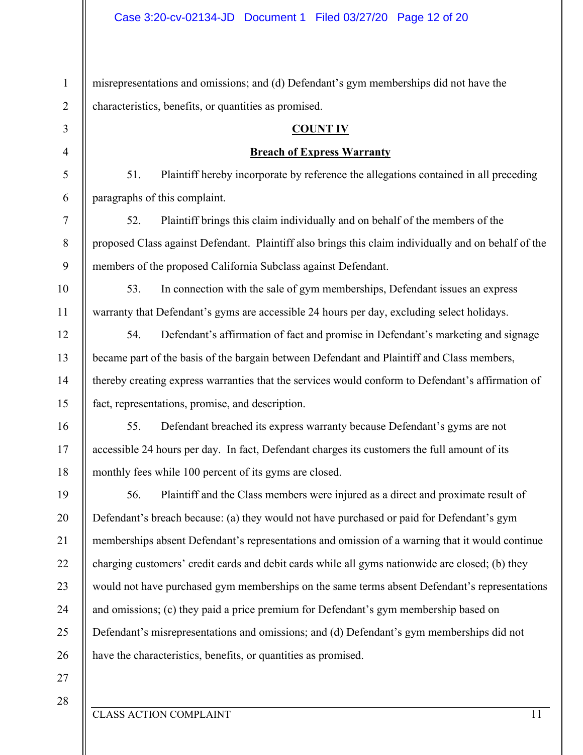misrepresentations and omissions; and (d) Defendant's gym memberships did not have the characteristics, benefits, or quantities as promised.

## COUNT IV

### Breach of Express Warranty

51. Plaintiff hereby incorporate by reference the allegations contained in all preceding paragraphs of this complaint.

52. Plaintiff brings this claim individually and on behalf of the members of the proposed Class against Defendant. Plaintiff also brings this claim individually and on behalf of the members of the proposed California Subclass against Defendant.

53. In connection with the sale of gym memberships, Defendant issues an express warranty that Defendant's gyms are accessible 24 hours per day, excluding select holidays.

54. Defendant's affirmation of fact and promise in Defendant's marketing and signage became part of the basis of the bargain between Defendant and Plaintiff and Class members, thereby creating express warranties that the services would conform to Defendant's affirmation of fact, representations, promise, and description.

55. Defendant breached its express warranty because Defendant's gyms are not accessible 24 hours per day. In fact, Defendant charges its customers the full amount of its monthly fees while 100 percent of its gyms are closed.

56. Plaintiff and the Class members were injured as a direct and proximate result of Defendant's breach because: (a) they would not have purchased or paid for Defendant's gym memberships absent Defendant's representations and omission of a warning that it would continue charging customers' credit cards and debit cards while all gyms nationwide are closed; (b) they would not have purchased gym memberships on the same terms absent Defendant's representations and omissions; (c) they paid a price premium for Defendant's gym membership based on Defendant's misrepresentations and omissions; and (d) Defendant's gym memberships did not have the characteristics, benefits, or quantities as promised.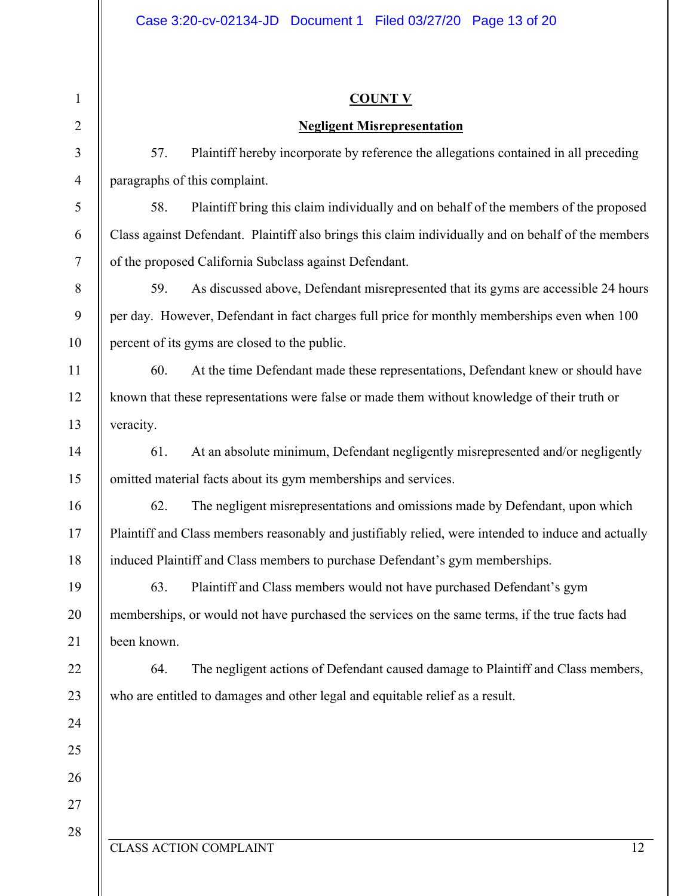## COUNT V

## Negligent Misrepresentation

57. Plaintiff hereby incorporate by reference the allegations contained in all preceding paragraphs of this complaint.

58. Plaintiff bring this claim individually and on behalf of the members of the proposed Class against Defendant. Plaintiff also brings this claim individually and on behalf of the members of the proposed California Subclass against Defendant.

59. As discussed above, Defendant misrepresented that its gyms are accessible 24 hours per day. However, Defendant in fact charges full price for monthly memberships even when 100 percent of its gyms are closed to the public.

60. At the time Defendant made these representations, Defendant knew or should have known that these representations were false or made them without knowledge of their truth or veracity.

61. At an absolute minimum, Defendant negligently misrepresented and/or negligently omitted material facts about its gym memberships and services.

62. The negligent misrepresentations and omissions made by Defendant, upon which Plaintiff and Class members reasonably and justifiably relied, were intended to induce and actually induced Plaintiff and Class members to purchase Defendant's gym memberships.

63. Plaintiff and Class members would not have purchased Defendant's gym memberships, or would not have purchased the services on the same terms, if the true facts had been known.

64. The negligent actions of Defendant caused damage to Plaintiff and Class members, who are entitled to damages and other legal and equitable relief as a result.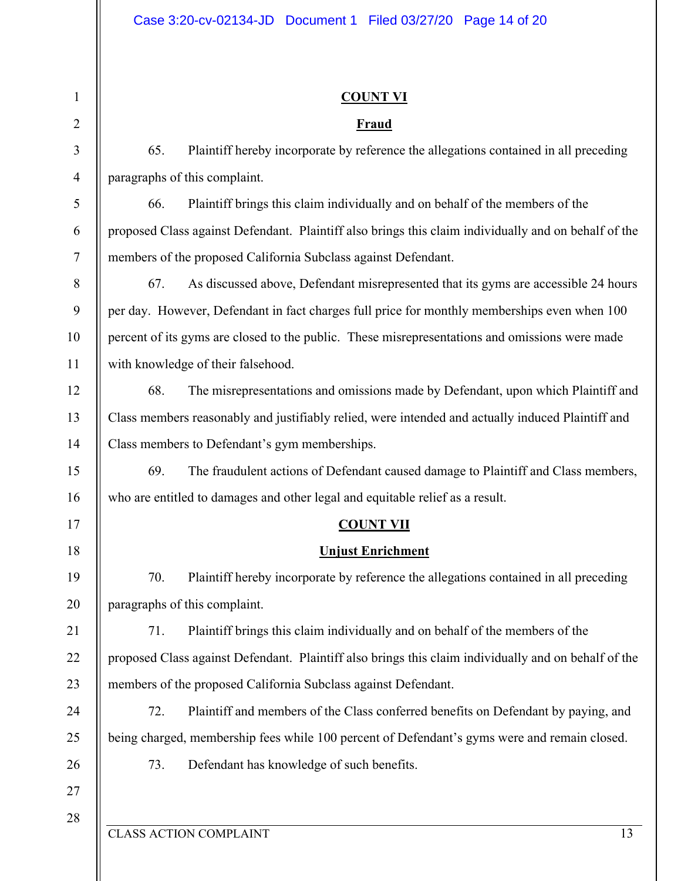**COUNT VI**

**Fraud**

65. Plaintiff hereby incorporate by reference the allegations contained in all preceding paragraphs of this complaint.

66. Plaintiff brings this claim individually and on behalf of the members of the proposed Class against Defendant. Plaintiff also brings this claim individually and on behalf of the members of the proposed California Subclass against Defendant.

67. As discussed above, Defendant misrepresented that its gyms are accessible 24 hours per day. However, Defendant in fact charges full price for monthly memberships even when 100 percent of its gyms are closed to the public. These misrepresentations and omissions were made with knowledge of their falsehood.

68. The misrepresentations and omissions made by Defendant, upon which Plaintiff and Class members reasonably and justifiably relied, were intended and actually induced Plaintiff and Class members to Defendant's gym memberships.

69. The fraudulent actions of Defendant caused damage to Plaintiff and Class members, who are entitled to damages and other legal and equitable relief as a result.

**COUNT VII**

**Unjust Enrichment**

70. Plaintiff hereby incorporate by reference the allegations contained in all preceding paragraphs of this complaint.

71. Plaintiff brings this claim individually and on behalf of the members of the proposed Class against Defendant. Plaintiff also brings this claim individually and on behalf of the members of the proposed California Subclass against Defendant.

72. Plaintiff and members of the Class conferred benefits on Defendant by paying, and being charged, membership fees while 100 percent of Defendant's gyms were and remain closed.

73. Defendant has knowledge of such benefits.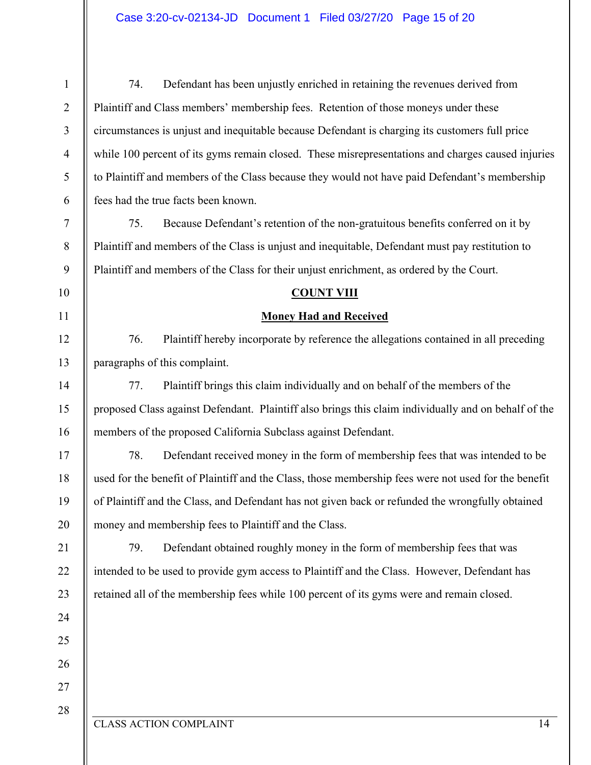74. Defendant has been unjustly enriched in retaining the revenues derived from Plaintiff and Class members' membership fees. Retention of those moneys under these circumstances is unjust and inequitable because Defendant is charging its customers full price while 100 percent of its gyms remain closed. These misrepresentations and charges caused injuries to Plaintiff and members of the Class because they would not have paid Defendant's membership fees had the true facts been known.

75. Because Defendant's retention of the non-gratuitous benefits conferred on it by Plaintiff and members of the Class is unjust and inequitable, Defendant must pay restitution to Plaintiff and members of the Class for their unjust enrichment, as ordered by the Court.

## COUNT VIII

## Money Had and Received

76. Plaintiff hereby incorporate by reference the allegations contained in all preceding paragraphs of this complaint.

77. Plaintiff brings this claim individually and on behalf of the members of the proposed Class against Defendant. Plaintiff also brings this claim individually and on behalf of the members of the proposed California Subclass against Defendant.

78. Defendant received money in the form of membership fees that was intended to be used for the benefit of Plaintiff and the Class, those membership fees were not used for the benefit of Plaintiff and the Class, and Defendant has not given back or refunded the wrongfully obtained money and membership fees to Plaintiff and the Class.

79. Defendant obtained roughly money in the form of membership fees that was intended to be used to provide gym access to Plaintiff and the Class. However, Defendant has retained all of the membership fees while 100 percent of its gyms were and remain closed.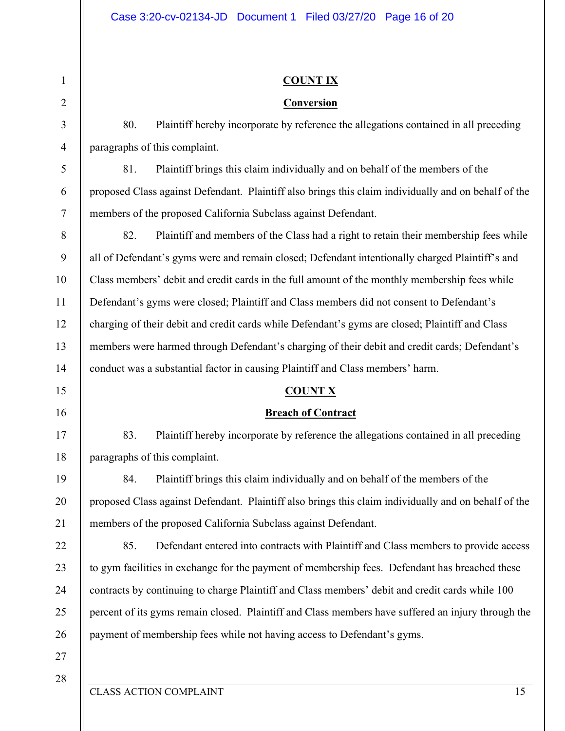**COUNT IX**

**Conversion**

80. Plaintiff hereby incorporate by reference the allegations contained in all preceding paragraphs of this complaint.

81. Plaintiff brings this claim individually and on behalf of the members of the proposed Class against Defendant. Plaintiff also brings this claim individually and on behalf of the members of the proposed California Subclass against Defendant.

82. Plaintiff and members of the Class had a right to retain their membership fees while all of Defendant's gyms were and remain closed; Defendant intentionally charged Plaintiff's and Class members' debit and credit cards in the full amount of the monthly membership fees while Defendant's gyms were closed; Plaintiff and Class members did not consent to Defendant's charging of their debit and credit cards while Defendant's gyms are closed; Plaintiff and Class members were harmed through Defendant's charging of their debit and credit cards; Defendant's conduct was a substantial factor in causing Plaintiff and Class members' harm.

**COUNT X**

**Breach of Contract**

83. Plaintiff hereby incorporate by reference the allegations contained in all preceding paragraphs of this complaint.

84. Plaintiff brings this claim individually and on behalf of the members of the proposed Class against Defendant. Plaintiff also brings this claim individually and on behalf of the members of the proposed California Subclass against Defendant.

85. Defendant entered into contracts with Plaintiff and Class members to provide access to gym facilities in exchange for the payment of membership fees. Defendant has breached these contracts by continuing to charge Plaintiff and Class members' debit and credit cards while 100 percent of its gyms remain closed. Plaintiff and Class members have suffered an injury through the payment of membership fees while not having access to Defendant's gyms.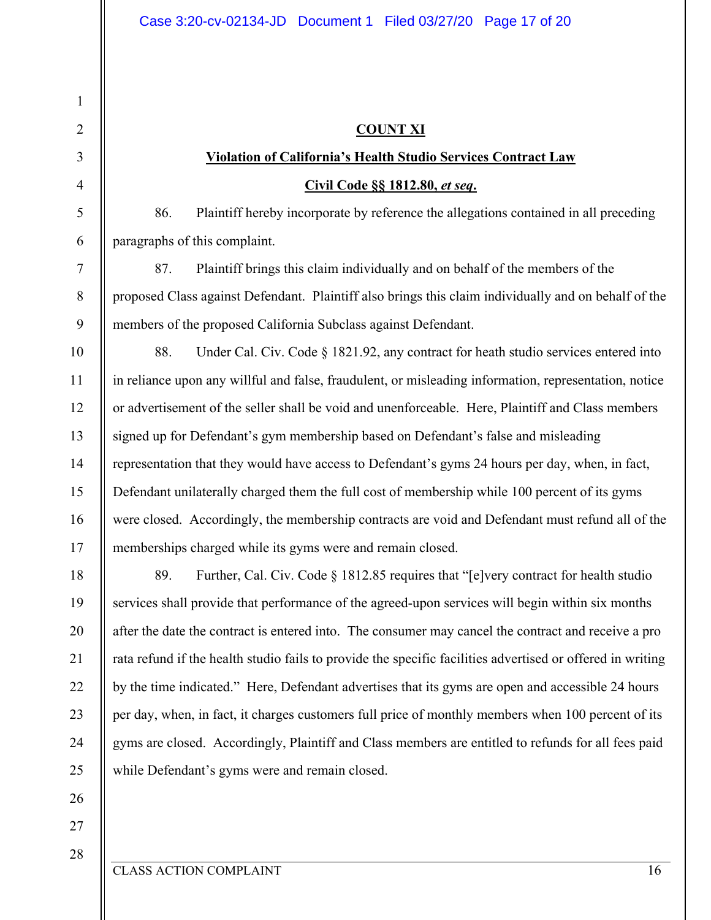**COUNT XI**

**Violation of California's Health Studio Services Contract Law**

**Civil Code §§ 1812.80, *et seq*.**

86. Plaintiff hereby incorporate by reference the allegations contained in all preceding paragraphs of this complaint.

87. Plaintiff brings this claim individually and on behalf of the members of the proposed Class against Defendant. Plaintiff also brings this claim individually and on behalf of the members of the proposed California Subclass against Defendant.

88. Under Cal. Civ. Code § 1821.92, any contract for heath studio services entered into in reliance upon any willful and false, fraudulent, or misleading information, representation, notice or advertisement of the seller shall be void and unenforceable. Here, Plaintiff and Class members signed up for Defendant's gym membership based on Defendant's false and misleading representation that they would have access to Defendant's gyms 24 hours per day, when, in fact, Defendant unilaterally charged them the full cost of membership while 100 percent of its gyms were closed. Accordingly, the membership contracts are void and Defendant must refund all of the memberships charged while its gyms were and remain closed.

89. Further, Cal. Civ. Code § 1812.85 requires that "[e]very contract for health studio services shall provide that performance of the agreed-upon services will begin within six months after the date the contract is entered into. The consumer may cancel the contract and receive a pro rata refund if the health studio fails to provide the specific facilities advertised or offered in writing by the time indicated." Here, Defendant advertises that its gyms are open and accessible 24 hours per day, when, in fact, it charges customers full price of monthly members when 100 percent of its gyms are closed. Accordingly, Plaintiff and Class members are entitled to refunds for all fees paid while Defendant's gyms were and remain closed.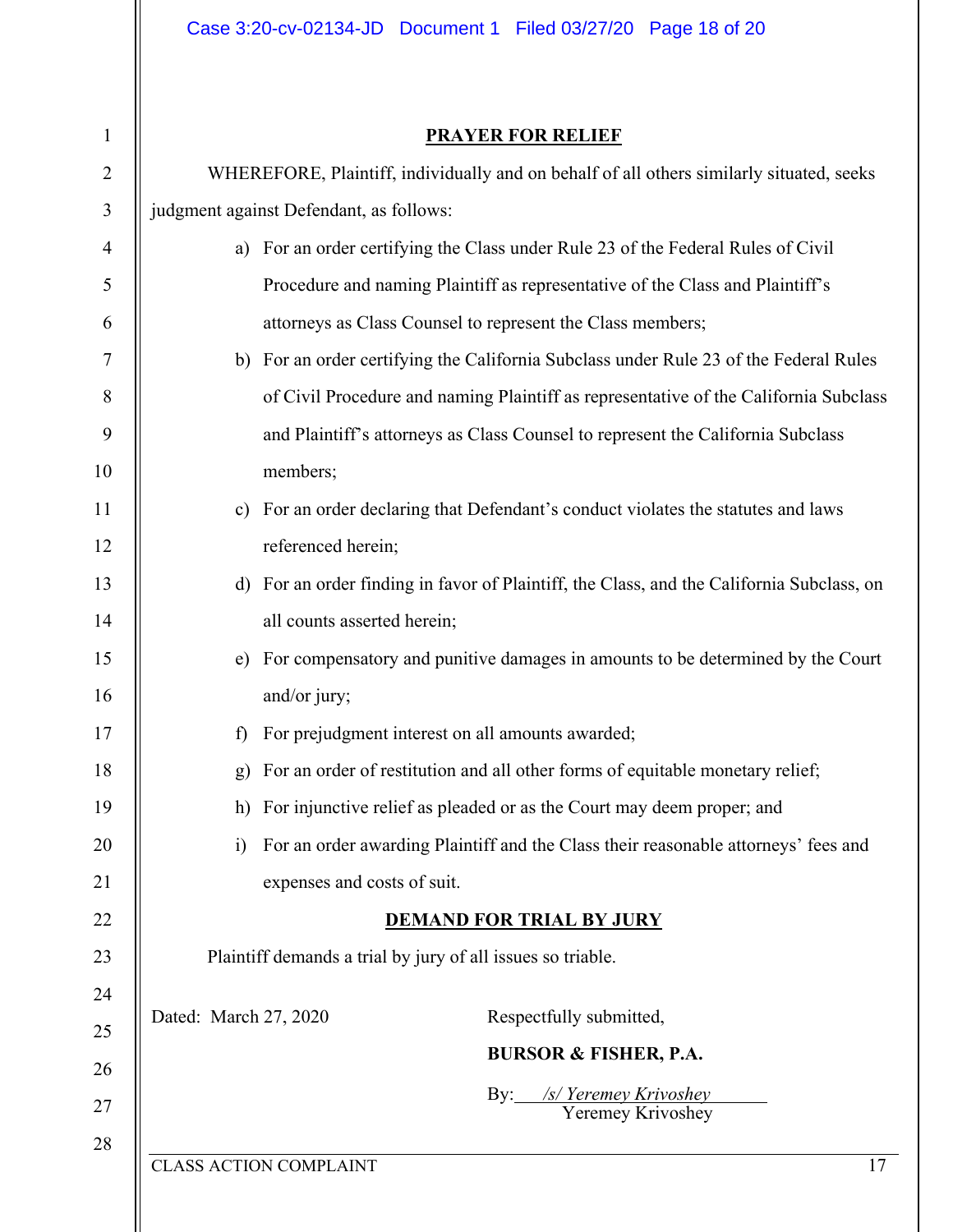## PRAYER FOR RELIEF

WHEREFORE, Plaintiff, individually and on behalf of all others similarly situated, seeks judgment against Defendant, as follows:

a) For an order certifying the Class under Rule 23 of the Federal Rules of Civil Procedure and naming Plaintiff as representative of the Class and Plaintiff's attorneys as Class Counsel to represent the Class members;

b) For an order certifying the California Subclass under Rule 23 of the Federal Rules of Civil Procedure and naming Plaintiff as representative of the California Subclass and Plaintiff's attorneys as Class Counsel to represent the California Subclass members;

c) For an order declaring that Defendant's conduct violates the statutes and laws referenced herein;

d) For an order finding in favor of Plaintiff, the Class, and the California Subclass, on all counts asserted herein;

e) For compensatory and punitive damages in amounts to be determined by the Court and/or jury;

f) For prejudgment interest on all amounts awarded;

g) For an order of restitution and all other forms of equitable monetary relief;

h) For injunctive relief as pleaded or as the Court may deem proper; and

i) For an order awarding Plaintiff and the Class their reasonable attorneys' fees and expenses and costs of suit.

## DEMAND FOR TRIAL BY JURY

Plaintiff demands a trial by jury of all issues so triable.

Dated: March 27, 2020

Respectfully submitted,

**BURSOR & FISHER, P.A.**

By: */s/ Yeremey Krivoshey*
Yeremey Krivoshey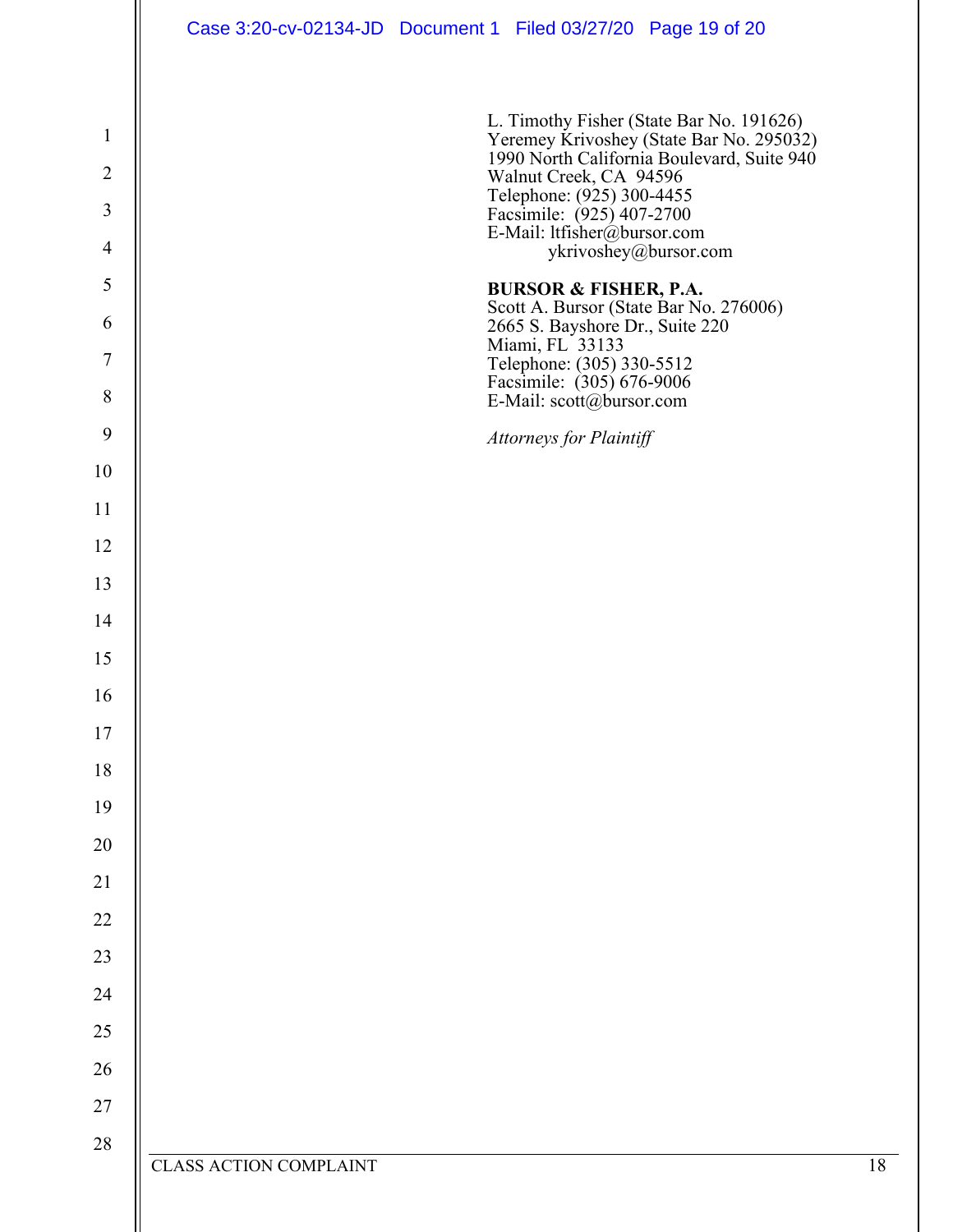L. Timothy Fisher (State Bar No. 191626)
Yeremey Krivoshey (State Bar No. 295032)
1990 North California Boulevard, Suite 940
Walnut Creek, CA 94596
Telephone: (925) 300-4455
Facsimile: (925) 407-2700
E-Mail: ltfisher@bursor.com
ykrivoshey@bursor.com

**BURSOR & FISHER, P.A.**
Scott A. Bursor (State Bar No. 276006)
2665 S. Bayshore Dr., Suite 220
Miami, FL 33133
Telephone: (305) 330-5512
Facsimile: (305) 676-9006
E-Mail: scott@bursor.com

*Attorneys for Plaintiff*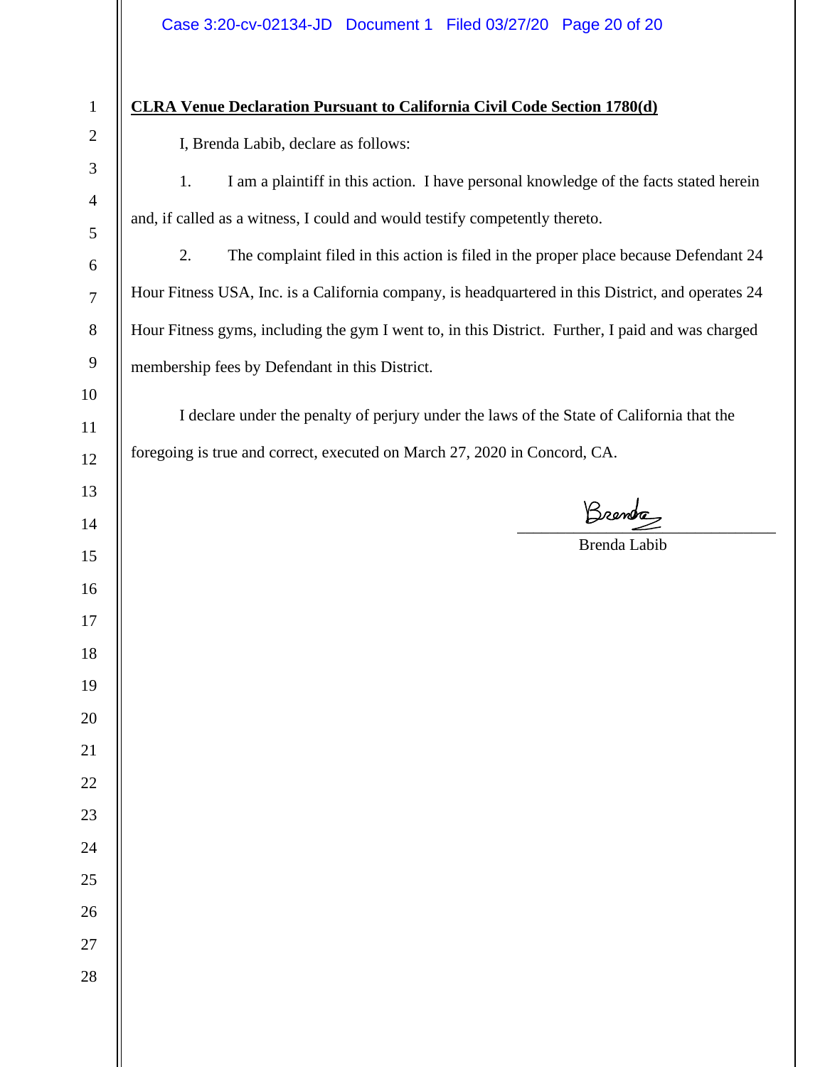**CLRA Venue Declaration Pursuant to California Civil Code Section 1780(d)**

I, Brenda Labib, declare as follows:

1. I am a plaintiff in this action. I have personal knowledge of the facts stated herein and, if called as a witness, I could and would testify competently thereto.

2. The complaint filed in this action is filed in the proper place because Defendant 24 Hour Fitness USA, Inc. is a California company, is headquartered in this District, and operates 24 Hour Fitness gyms, including the gym I went to, in this District. Further, I paid and was charged membership fees by Defendant in this District.

I declare under the penalty of perjury under the laws of the State of California that the foregoing is true and correct, executed on March 27, 2020 in Concord, CA.

Brenda

Brenda Labib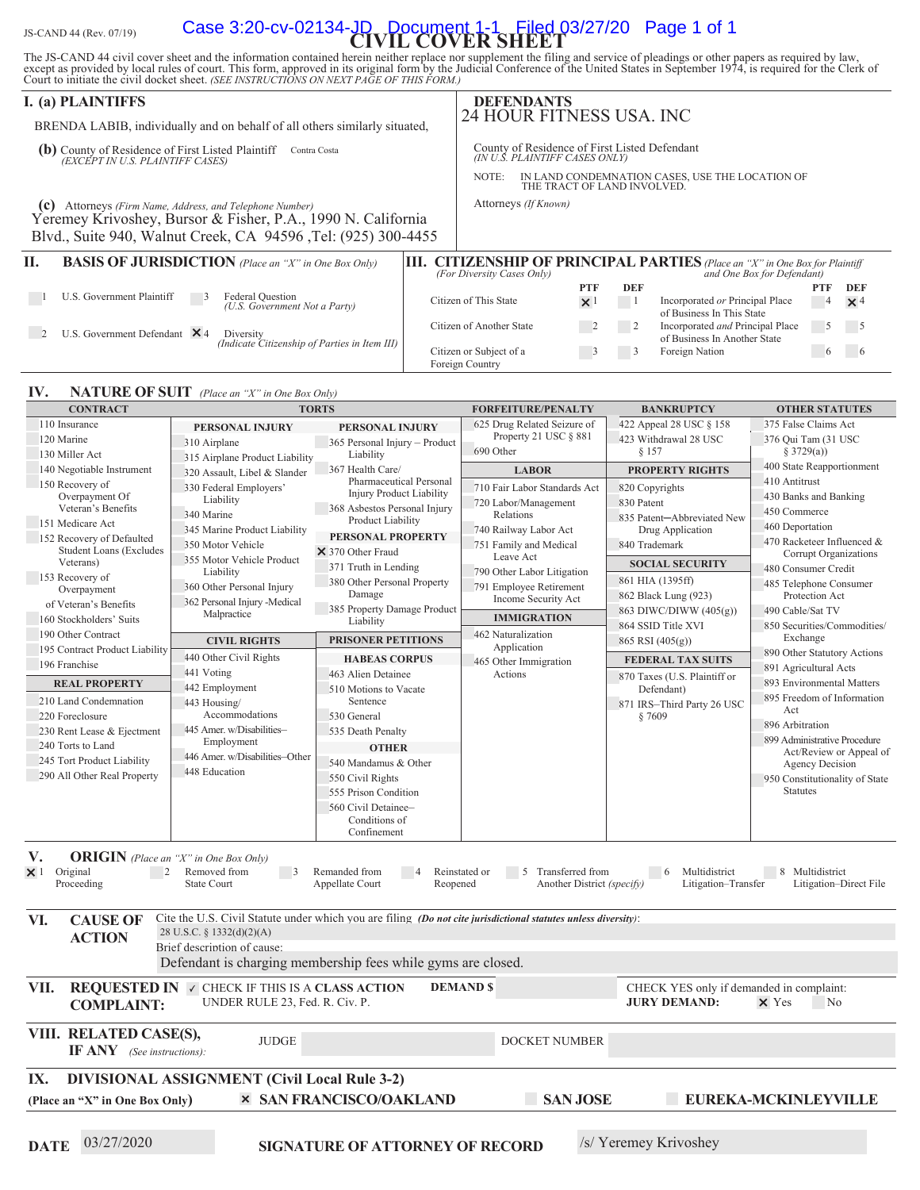JS-CAND 44 (Rev. 07/19)

# CIVIL COVER SHEET

The JS-CAND 44 civil cover sheet and the information contained herein neither replace nor supplement the filing and service of pleadings or other papers as required by law, except as provided by local rules of court. This form, approved in its original form by the Judicial Conference of the United States in September 1974, is required for the Clerk of Court to initiate the civil docket sheet. *(SEE INSTRUCTIONS ON NEXT PAGE OF THIS FORM.)*

## I. (a) PLAINTIFFS

BRENDA LABIB, individually and on behalf of all others similarly situated,

**(b)** County of Residence of First Listed Plaintiff: Contra Costa
*(EXCEPT IN U.S. PLAINTIFF CASES)*

**(c)** Attorneys *(Firm Name, Address, and Telephone Number)*
Yeremey Krivoshey, Bursor & Fisher, P.A., 1990 N. California Blvd., Suite 940, Walnut Creek, CA 94596 ,Tel: (925) 300-4455

## DEFENDANTS

24 HOUR FITNESS USA. INC

County of Residence of First Listed Defendant
*(IN U.S. PLAINTIFF CASES ONLY)*

NOTE: IN LAND CONDEMNATION CASES, USE THE LOCATION OF THE TRACT OF LAND INVOLVED.

Attorneys *(If Known)*

## II. BASIS OF JURISDICTION *(Place an "X" in One Box Only)*

- 1 U.S. Government Plaintiff
- 3 Federal Question *(U.S. Government Not a Party)*
- 2 U.S. Government Defendant
- X 4 Diversity *(Indicate Citizenship of Parties in Item III)*

## III. CITIZENSHIP OF PRINCIPAL PARTIES *(Place an "X" in One Box for Plaintiff and One Box for Defendant)* *(For Diversity Cases Only)*

| | PTF | DEF | | PTF | DEF |
|---|---|---|---|---|---|
| Citizen of This State | X 1 | 1 | Incorporated *or* Principal Place of Business In This State | 4 | X 4 |
| Citizen of Another State | 2 | 2 | Incorporated *and* Principal Place of Business In Another State | 5 | 5 |
| Citizen or Subject of a Foreign Country | 3 | 3 | Foreign Nation | 6 | 6 |

## IV. NATURE OF SUIT *(Place an "X" in One Box Only)*

**CONTRACT**
- 110 Insurance
- 120 Marine
- 130 Miller Act
- 140 Negotiable Instrument
- 150 Recovery of Overpayment Of Veteran's Benefits
- 151 Medicare Act
- 152 Recovery of Defaulted Student Loans (Excludes Veterans)
- 153 Recovery of Overpayment of Veteran's Benefits
- 160 Stockholders' Suits
- 190 Other Contract
- 195 Contract Product Liability
- 196 Franchise

**REAL PROPERTY**
- 210 Land Condemnation
- 220 Foreclosure
- 230 Rent Lease & Ejectment
- 240 Torts to Land
- 245 Tort Product Liability
- 290 All Other Real Property

**TORTS**

*PERSONAL INJURY*
- 310 Airplane
- 315 Airplane Product Liability
- 320 Assault, Libel & Slander
- 330 Federal Employers' Liability
- 340 Marine
- 345 Marine Product Liability
- 350 Motor Vehicle
- 355 Motor Vehicle Product Liability
- 360 Other Personal Injury
- 362 Personal Injury -Medical Malpractice

*PERSONAL INJURY*
- 365 Personal Injury – Product Liability
- 367 Health Care/ Pharmaceutical Personal Injury Product Liability
- 368 Asbestos Personal Injury Product Liability

*PERSONAL PROPERTY*
- X 370 Other Fraud
- 371 Truth in Lending
- 380 Other Personal Property Damage
- 385 Property Damage Product Liability

**CIVIL RIGHTS**
- 440 Other Civil Rights
- 441 Voting
- 442 Employment
- 443 Housing/ Accommodations
- 445 Amer. w/Disabilities–Employment
- 446 Amer. w/Disabilities–Other
- 448 Education

**PRISONER PETITIONS**

*HABEAS CORPUS*
- 463 Alien Detainee
- 510 Motions to Vacate Sentence
- 530 General
- 535 Death Penalty

*OTHER*
- 540 Mandamus & Other
- 550 Civil Rights
- 555 Prison Condition
- 560 Civil Detainee– Conditions of Confinement

**FORFEITURE/PENALTY**
- 625 Drug Related Seizure of Property 21 USC § 881
- 690 Other

**LABOR**
- 710 Fair Labor Standards Act
- 720 Labor/Management Relations
- 740 Railway Labor Act
- 751 Family and Medical Leave Act
- 790 Other Labor Litigation
- 791 Employee Retirement Income Security Act

**IMMIGRATION**
- 462 Naturalization Application
- 465 Other Immigration Actions

**BANKRUPTCY**
- 422 Appeal 28 USC § 158
- 423 Withdrawal 28 USC § 157

**PROPERTY RIGHTS**
- 820 Copyrights
- 830 Patent
- 835 Patent─Abbreviated New Drug Application
- 840 Trademark

**SOCIAL SECURITY**
- 861 HIA (1395ff)
- 862 Black Lung (923)
- 863 DIWC/DIWW (405(g))
- 864 SSID Title XVI
- 865 RSI (405(g))

**FEDERAL TAX SUITS**
- 870 Taxes (U.S. Plaintiff or Defendant)
- 871 IRS–Third Party 26 USC § 7609

**OTHER STATUTES**
- 375 False Claims Act
- 376 Qui Tam (31 USC § 3729(a))
- 400 State Reapportionment
- 410 Antitrust
- 430 Banks and Banking
- 450 Commerce
- 460 Deportation
- 470 Racketeer Influenced & Corrupt Organizations
- 480 Consumer Credit
- 485 Telephone Consumer Protection Act
- 490 Cable/Sat TV
- 850 Securities/Commodities/ Exchange
- 890 Other Statutory Actions
- 891 Agricultural Acts
- 893 Environmental Matters
- 895 Freedom of Information Act
- 896 Arbitration
- 899 Administrative Procedure Act/Review or Appeal of Agency Decision
- 950 Constitutionality of State Statutes

## V. ORIGIN *(Place an "X" in One Box Only)*

- X 1 Original Proceeding
- 2 Removed from State Court
- 3 Remanded from Appellate Court
- 4 Reinstated or Reopened
- 5 Transferred from Another District *(specify)*
- 6 Multidistrict Litigation–Transfer
- 8 Multidistrict Litigation–Direct File

## VI. CAUSE OF ACTION

Cite the U.S. Civil Statute under which you are filing *(Do not cite jurisdictional statutes unless diversity)*:
28 U.S.C. § 1332(d)(2)(A)

Brief description of cause:
Defendant is charging membership fees while gyms are closed.

## VII. REQUESTED IN COMPLAINT:

✓ CHECK IF THIS IS A **CLASS ACTION** UNDER RULE 23, Fed. R. Civ. P.

**DEMAND $**

CHECK YES only if demanded in complaint:
**JURY DEMAND:** X Yes No

## VIII. RELATED CASE(S), IF ANY *(See instructions)*:

JUDGE DOCKET NUMBER

## IX. DIVISIONAL ASSIGNMENT (Civil Local Rule 3-2)

**(Place an "X" in One Box Only)**

X **SAN FRANCISCO/OAKLAND** **SAN JOSE** **EUREKA-MCKINLEYVILLE**

**DATE** 03/27/2020 **SIGNATURE OF ATTORNEY OF RECORD** /s/ Yeremey Krivoshey